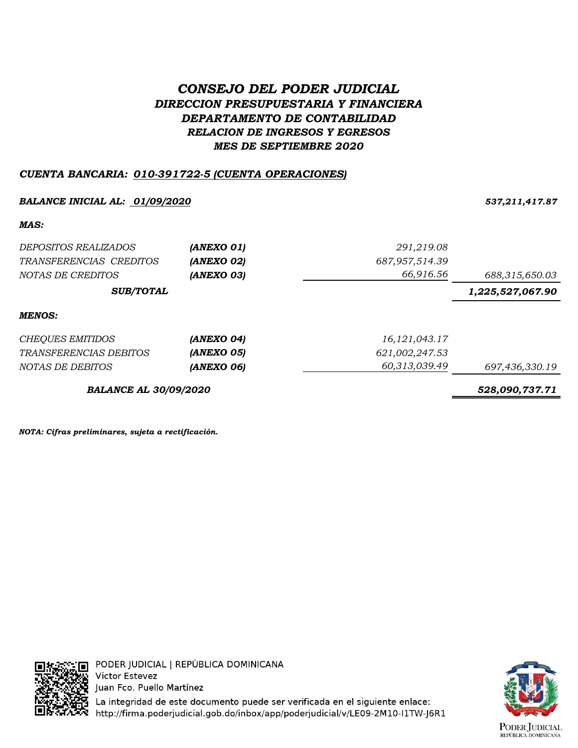# *CONSEJO DEL PODER JUDICIAL*

## *DIRECCION PRESUPUESTARIA Y FINANCIERA*

## *DEPARTAMENTO DE CONTABILIDAD*

### *RELACION DE INGRESOS Y EGRESOS*

### *MES DE SEPTIEMBRE 2020*

***CUENTA BANCARIA: 010-391722-5 (CUENTA OPERACIONES)***

| | | | |
|---|---|---|---|
| ***BALANCE INICIAL AL: 01/09/2020*** | | | ***537,211,417.87*** |
| ***MAS:*** | | | |
| *DEPOSITOS REALIZADOS* | ***(ANEXO 01)*** | *291,219.08* | |
| *TRANSFERENCIAS CREDITOS* | ***(ANEXO 02)*** | *687,957,514.39* | |
| *NOTAS DE CREDITOS* | ***(ANEXO 03)*** | *66,916.56* | *688,315,650.03* |
| ***SUB/TOTAL*** | | | ***1,225,527,067.90*** |
| ***MENOS:*** | | | |
| *CHEQUES EMITIDOS* | ***(ANEXO 04)*** | *16,121,043.17* | |
| *TRANSFERENCIAS DEBITOS* | ***(ANEXO 05)*** | *621,002,247.53* | |
| *NOTAS DE DEBITOS* | ***(ANEXO 06)*** | *60,313,039.49* | *697,436,330.19* |
| ***BALANCE AL 30/09/2020*** | | | ***528,090,737.71*** |

***NOTA: Cifras preliminares, sujeta a rectificación.***

PODER JUDICIAL | REPÚBLICA DOMINICANA
Victor Estevez
Juan Fco. Puello Martínez
La integridad de este documento puede ser verificada en el siguiente enlace:
http://firma.poderjudicial.gob.do/inbox/app/poderjudicial/v/LE09-2M10-I1TW-J6R1

PODER JUDICIAL
REPÚBLICA DOMINICANA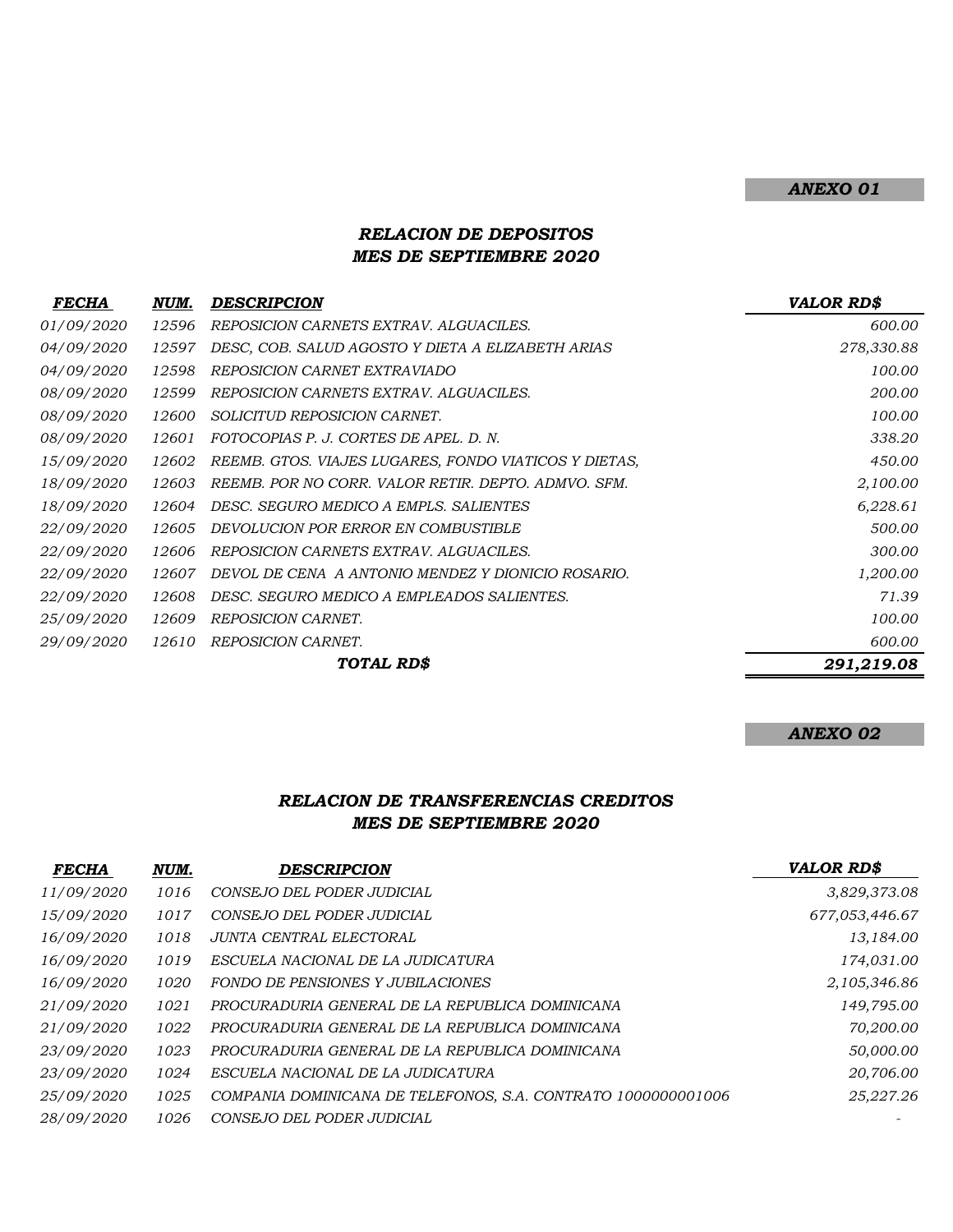**_ANEXO 01_**

## _RELACION DE DEPOSITOS_
## _MES DE SEPTIEMBRE 2020_

| FECHA | NUM. | DESCRIPCION | VALOR RD$ |
|---|---|---|---|
| 01/09/2020 | 12596 | REPOSICION CARNETS EXTRAV. ALGUACILES. | 600.00 |
| 04/09/2020 | 12597 | DESC, COB. SALUD AGOSTO Y DIETA A ELIZABETH ARIAS | 278,330.88 |
| 04/09/2020 | 12598 | REPOSICION CARNET EXTRAVIADO | 100.00 |
| 08/09/2020 | 12599 | REPOSICION CARNETS EXTRAV. ALGUACILES. | 200.00 |
| 08/09/2020 | 12600 | SOLICITUD REPOSICION CARNET. | 100.00 |
| 08/09/2020 | 12601 | FOTOCOPIAS P. J. CORTES DE APEL. D. N. | 338.20 |
| 15/09/2020 | 12602 | REEMB. GTOS. VIAJES LUGARES, FONDO VIATICOS Y DIETAS, | 450.00 |
| 18/09/2020 | 12603 | REEMB. POR NO CORR. VALOR RETIR. DEPTO. ADMVO. SFM. | 2,100.00 |
| 18/09/2020 | 12604 | DESC. SEGURO MEDICO A EMPLS. SALIENTES | 6,228.61 |
| 22/09/2020 | 12605 | DEVOLUCION POR ERROR EN COMBUSTIBLE | 500.00 |
| 22/09/2020 | 12606 | REPOSICION CARNETS EXTRAV. ALGUACILES. | 300.00 |
| 22/09/2020 | 12607 | DEVOL DE CENA A ANTONIO MENDEZ Y DIONICIO ROSARIO. | 1,200.00 |
| 22/09/2020 | 12608 | DESC. SEGURO MEDICO A EMPLEADOS SALIENTES. | 71.39 |
| 25/09/2020 | 12609 | REPOSICION CARNET. | 100.00 |
| 29/09/2020 | 12610 | REPOSICION CARNET. | 600.00 |
| | | **TOTAL RD$** | **291,219.08** |

**_ANEXO 02_**

## _RELACION DE TRANSFERENCIAS CREDITOS_
## _MES DE SEPTIEMBRE 2020_

| FECHA | NUM. | DESCRIPCION | VALOR RD$ |
|---|---|---|---|
| 11/09/2020 | 1016 | CONSEJO DEL PODER JUDICIAL | 3,829,373.08 |
| 15/09/2020 | 1017 | CONSEJO DEL PODER JUDICIAL | 677,053,446.67 |
| 16/09/2020 | 1018 | JUNTA CENTRAL ELECTORAL | 13,184.00 |
| 16/09/2020 | 1019 | ESCUELA NACIONAL DE LA JUDICATURA | 174,031.00 |
| 16/09/2020 | 1020 | FONDO DE PENSIONES Y JUBILACIONES | 2,105,346.86 |
| 21/09/2020 | 1021 | PROCURADURIA GENERAL DE LA REPUBLICA DOMINICANA | 149,795.00 |
| 21/09/2020 | 1022 | PROCURADURIA GENERAL DE LA REPUBLICA DOMINICANA | 70,200.00 |
| 23/09/2020 | 1023 | PROCURADURIA GENERAL DE LA REPUBLICA DOMINICANA | 50,000.00 |
| 23/09/2020 | 1024 | ESCUELA NACIONAL DE LA JUDICATURA | 20,706.00 |
| 25/09/2020 | 1025 | COMPANIA DOMINICANA DE TELEFONOS, S.A. CONTRATO 1000000001006 | 25,227.26 |
| 28/09/2020 | 1026 | CONSEJO DEL PODER JUDICIAL | - |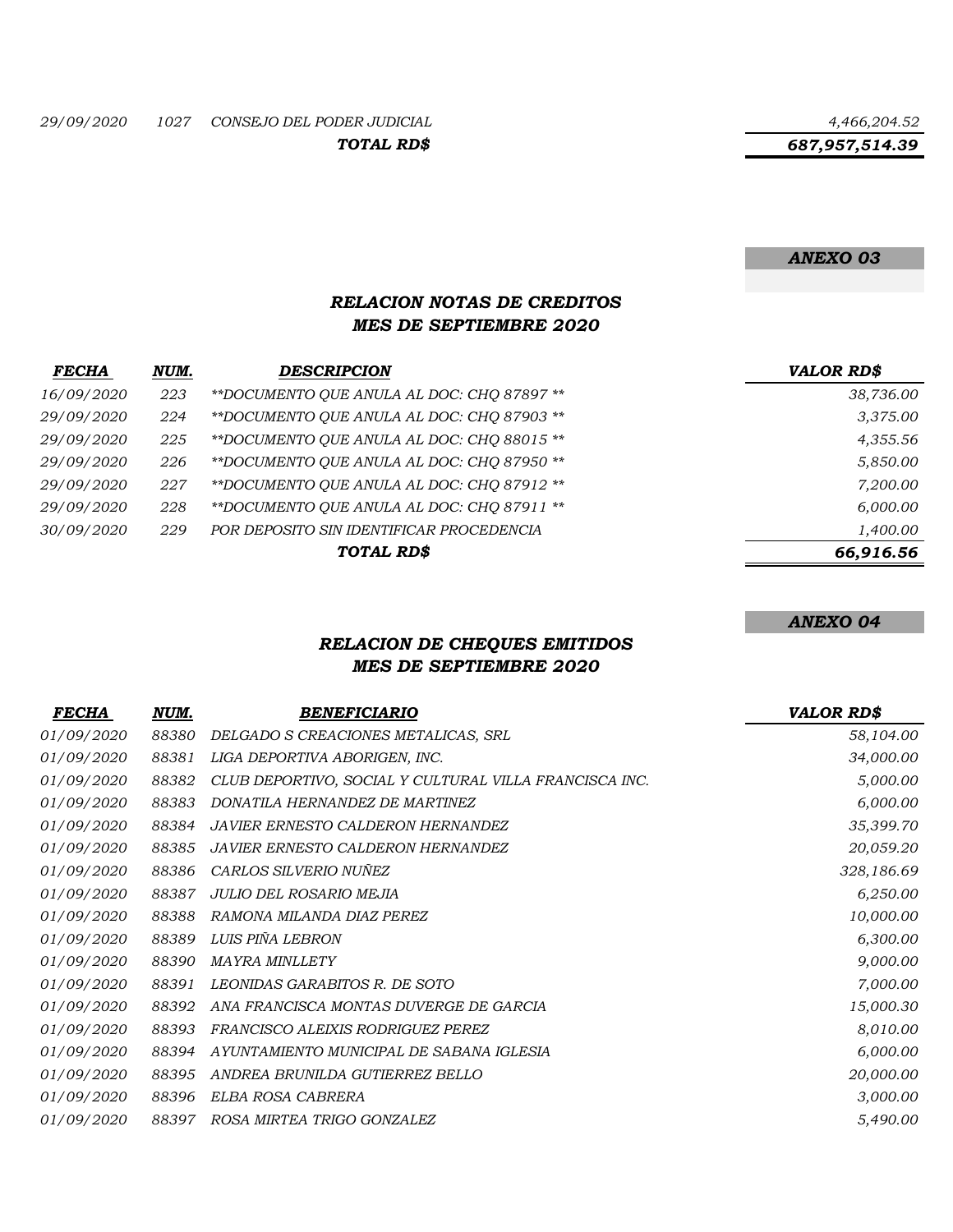| | | | |
|---|---|---|---|
| 29/09/2020 | 1027 | CONSEJO DEL PODER JUDICIAL | 4,466,204.52 |
| | | **TOTAL RD$** | **687,957,514.39** |

**ANEXO 03**

## RELACION NOTAS DE CREDITOS
## MES DE SEPTIEMBRE 2020

| FECHA | NUM. | DESCRIPCION | VALOR RD$ |
|---|---|---|---|
| 16/09/2020 | 223 | **DOCUMENTO QUE ANULA AL DOC: CHQ 87897 ** | 38,736.00 |
| 29/09/2020 | 224 | **DOCUMENTO QUE ANULA AL DOC: CHQ 87903 ** | 3,375.00 |
| 29/09/2020 | 225 | **DOCUMENTO QUE ANULA AL DOC: CHQ 88015 ** | 4,355.56 |
| 29/09/2020 | 226 | **DOCUMENTO QUE ANULA AL DOC: CHQ 87950 ** | 5,850.00 |
| 29/09/2020 | 227 | **DOCUMENTO QUE ANULA AL DOC: CHQ 87912 ** | 7,200.00 |
| 29/09/2020 | 228 | **DOCUMENTO QUE ANULA AL DOC: CHQ 87911 ** | 6,000.00 |
| 30/09/2020 | 229 | POR DEPOSITO SIN IDENTIFICAR PROCEDENCIA | 1,400.00 |
| | | **TOTAL RD$** | **66,916.56** |

**ANEXO 04**

## RELACION DE CHEQUES EMITIDOS
## MES DE SEPTIEMBRE 2020

| FECHA | NUM. | BENEFICIARIO | VALOR RD$ |
|---|---|---|---|
| 01/09/2020 | 88380 | DELGADO S CREACIONES METALICAS, SRL | 58,104.00 |
| 01/09/2020 | 88381 | LIGA DEPORTIVA ABORIGEN, INC. | 34,000.00 |
| 01/09/2020 | 88382 | CLUB DEPORTIVO, SOCIAL Y CULTURAL VILLA FRANCISCA INC. | 5,000.00 |
| 01/09/2020 | 88383 | DONATILA HERNANDEZ DE MARTINEZ | 6,000.00 |
| 01/09/2020 | 88384 | JAVIER ERNESTO CALDERON HERNANDEZ | 35,399.70 |
| 01/09/2020 | 88385 | JAVIER ERNESTO CALDERON HERNANDEZ | 20,059.20 |
| 01/09/2020 | 88386 | CARLOS SILVERIO NUÑEZ | 328,186.69 |
| 01/09/2020 | 88387 | JULIO DEL ROSARIO MEJIA | 6,250.00 |
| 01/09/2020 | 88388 | RAMONA MILANDA DIAZ PEREZ | 10,000.00 |
| 01/09/2020 | 88389 | LUIS PIÑA LEBRON | 6,300.00 |
| 01/09/2020 | 88390 | MAYRA MINLLETY | 9,000.00 |
| 01/09/2020 | 88391 | LEONIDAS GARABITOS R. DE SOTO | 7,000.00 |
| 01/09/2020 | 88392 | ANA FRANCISCA MONTAS DUVERGE DE GARCIA | 15,000.30 |
| 01/09/2020 | 88393 | FRANCISCO ALEIXIS RODRIGUEZ PEREZ | 8,010.00 |
| 01/09/2020 | 88394 | AYUNTAMIENTO MUNICIPAL DE SABANA IGLESIA | 6,000.00 |
| 01/09/2020 | 88395 | ANDREA BRUNILDA GUTIERREZ BELLO | 20,000.00 |
| 01/09/2020 | 88396 | ELBA ROSA CABRERA | 3,000.00 |
| 01/09/2020 | 88397 | ROSA MIRTEA TRIGO GONZALEZ | 5,490.00 |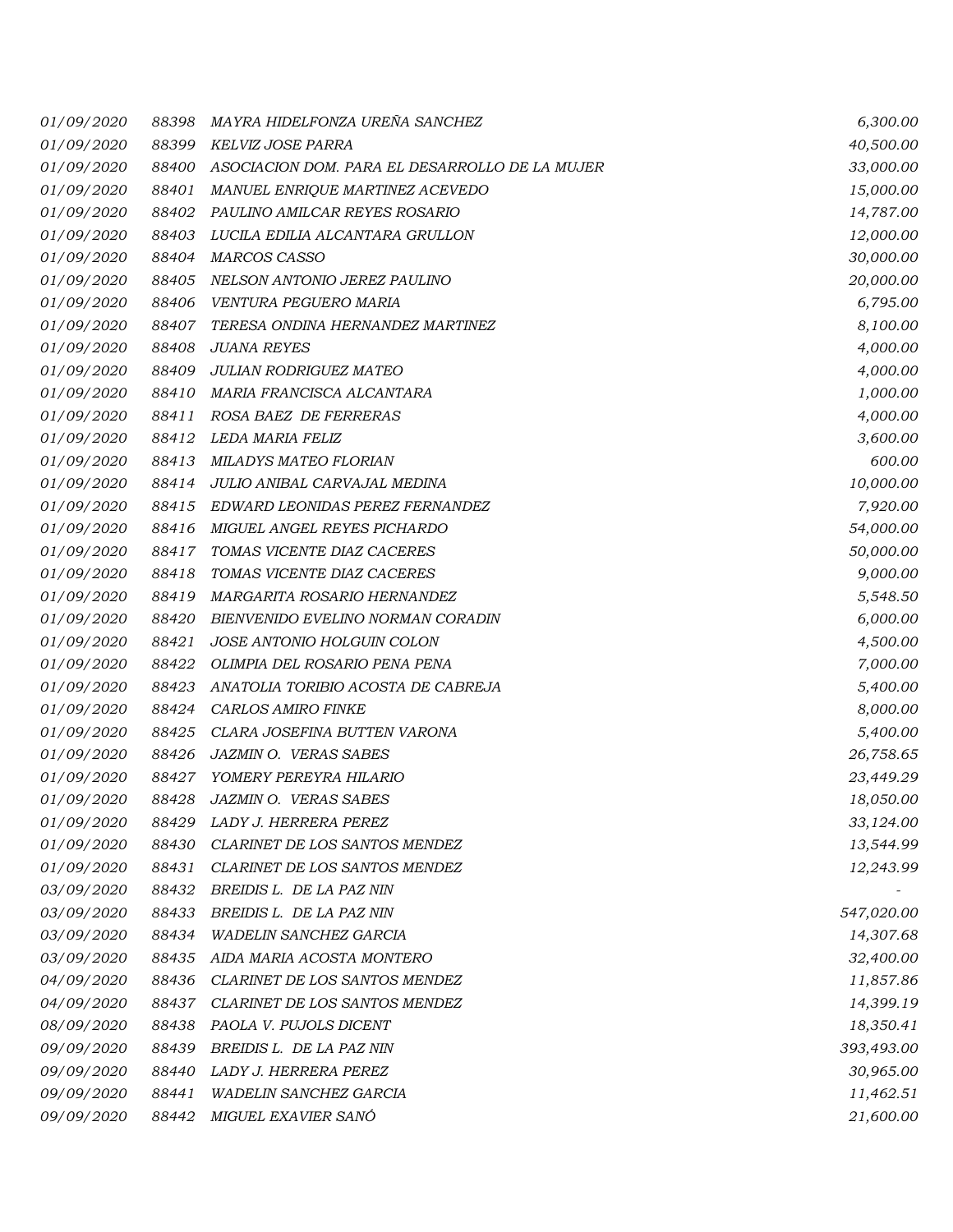| | | | |
|---|---|---|---|
| *01/09/2020* | *88398* | *MAYRA HIDELFONZA UREÑA SANCHEZ* | *6,300.00* |
| *01/09/2020* | *88399* | *KELVIZ JOSE PARRA* | *40,500.00* |
| *01/09/2020* | *88400* | *ASOCIACION DOM. PARA EL DESARROLLO DE LA MUJER* | *33,000.00* |
| *01/09/2020* | *88401* | *MANUEL ENRIQUE MARTINEZ ACEVEDO* | *15,000.00* |
| *01/09/2020* | *88402* | *PAULINO AMILCAR REYES ROSARIO* | *14,787.00* |
| *01/09/2020* | *88403* | *LUCILA EDILIA ALCANTARA GRULLON* | *12,000.00* |
| *01/09/2020* | *88404* | *MARCOS CASSO* | *30,000.00* |
| *01/09/2020* | *88405* | *NELSON ANTONIO JEREZ PAULINO* | *20,000.00* |
| *01/09/2020* | *88406* | *VENTURA PEGUERO MARIA* | *6,795.00* |
| *01/09/2020* | *88407* | *TERESA ONDINA HERNANDEZ MARTINEZ* | *8,100.00* |
| *01/09/2020* | *88408* | *JUANA REYES* | *4,000.00* |
| *01/09/2020* | *88409* | *JULIAN RODRIGUEZ MATEO* | *4,000.00* |
| *01/09/2020* | *88410* | *MARIA FRANCISCA ALCANTARA* | *1,000.00* |
| *01/09/2020* | *88411* | *ROSA BAEZ DE FERRERAS* | *4,000.00* |
| *01/09/2020* | *88412* | *LEDA MARIA FELIZ* | *3,600.00* |
| *01/09/2020* | *88413* | *MILADYS MATEO FLORIAN* | *600.00* |
| *01/09/2020* | *88414* | *JULIO ANIBAL CARVAJAL MEDINA* | *10,000.00* |
| *01/09/2020* | *88415* | *EDWARD LEONIDAS PEREZ FERNANDEZ* | *7,920.00* |
| *01/09/2020* | *88416* | *MIGUEL ANGEL REYES PICHARDO* | *54,000.00* |
| *01/09/2020* | *88417* | *TOMAS VICENTE DIAZ CACERES* | *50,000.00* |
| *01/09/2020* | *88418* | *TOMAS VICENTE DIAZ CACERES* | *9,000.00* |
| *01/09/2020* | *88419* | *MARGARITA ROSARIO HERNANDEZ* | *5,548.50* |
| *01/09/2020* | *88420* | *BIENVENIDO EVELINO NORMAN CORADIN* | *6,000.00* |
| *01/09/2020* | *88421* | *JOSE ANTONIO HOLGUIN COLON* | *4,500.00* |
| *01/09/2020* | *88422* | *OLIMPIA DEL ROSARIO PENA PENA* | *7,000.00* |
| *01/09/2020* | *88423* | *ANATOLIA TORIBIO ACOSTA DE CABREJA* | *5,400.00* |
| *01/09/2020* | *88424* | *CARLOS AMIRO FINKE* | *8,000.00* |
| *01/09/2020* | *88425* | *CLARA JOSEFINA BUTTEN VARONA* | *5,400.00* |
| *01/09/2020* | *88426* | *JAZMIN O. VERAS SABES* | *26,758.65* |
| *01/09/2020* | *88427* | *YOMERY PEREYRA HILARIO* | *23,449.29* |
| *01/09/2020* | *88428* | *JAZMIN O. VERAS SABES* | *18,050.00* |
| *01/09/2020* | *88429* | *LADY J. HERRERA PEREZ* | *33,124.00* |
| *01/09/2020* | *88430* | *CLARINET DE LOS SANTOS MENDEZ* | *13,544.99* |
| *01/09/2020* | *88431* | *CLARINET DE LOS SANTOS MENDEZ* | *12,243.99* |
| *03/09/2020* | *88432* | *BREIDIS L. DE LA PAZ NIN* | *-* |
| *03/09/2020* | *88433* | *BREIDIS L. DE LA PAZ NIN* | *547,020.00* |
| *03/09/2020* | *88434* | *WADELIN SANCHEZ GARCIA* | *14,307.68* |
| *03/09/2020* | *88435* | *AIDA MARIA ACOSTA MONTERO* | *32,400.00* |
| *04/09/2020* | *88436* | *CLARINET DE LOS SANTOS MENDEZ* | *11,857.86* |
| *04/09/2020* | *88437* | *CLARINET DE LOS SANTOS MENDEZ* | *14,399.19* |
| *08/09/2020* | *88438* | *PAOLA V. PUJOLS DICENT* | *18,350.41* |
| *09/09/2020* | *88439* | *BREIDIS L. DE LA PAZ NIN* | *393,493.00* |
| *09/09/2020* | *88440* | *LADY J. HERRERA PEREZ* | *30,965.00* |
| *09/09/2020* | *88441* | *WADELIN SANCHEZ GARCIA* | *11,462.51* |
| *09/09/2020* | *88442* | *MIGUEL EXAVIER SANÓ* | *21,600.00* |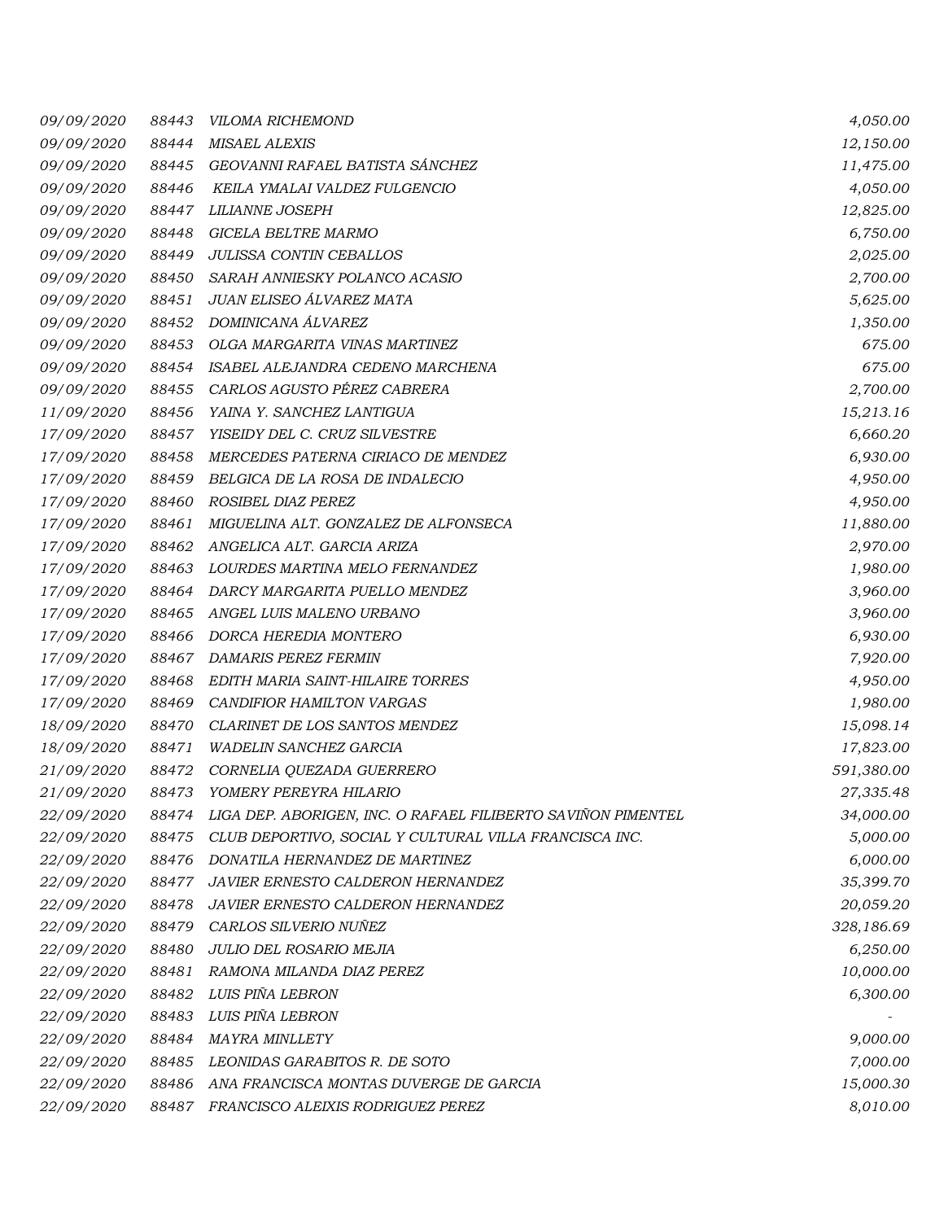| | | | |
|---|---|---|---|
| *09/09/2020* | *88443* | *VILOMA RICHEMOND* | *4,050.00* |
| *09/09/2020* | *88444* | *MISAEL ALEXIS* | *12,150.00* |
| *09/09/2020* | *88445* | *GEOVANNI RAFAEL BATISTA SÁNCHEZ* | *11,475.00* |
| *09/09/2020* | *88446* | *KEILA YMALAI VALDEZ FULGENCIO* | *4,050.00* |
| *09/09/2020* | *88447* | *LILIANNE JOSEPH* | *12,825.00* |
| *09/09/2020* | *88448* | *GICELA BELTRE MARMO* | *6,750.00* |
| *09/09/2020* | *88449* | *JULISSA CONTIN CEBALLOS* | *2,025.00* |
| *09/09/2020* | *88450* | *SARAH ANNIESKY POLANCO ACASIO* | *2,700.00* |
| *09/09/2020* | *88451* | *JUAN ELISEO ÁLVAREZ MATA* | *5,625.00* |
| *09/09/2020* | *88452* | *DOMINICANA ÁLVAREZ* | *1,350.00* |
| *09/09/2020* | *88453* | *OLGA MARGARITA VINAS MARTINEZ* | *675.00* |
| *09/09/2020* | *88454* | *ISABEL ALEJANDRA CEDENO MARCHENA* | *675.00* |
| *09/09/2020* | *88455* | *CARLOS AGUSTO PÉREZ CABRERA* | *2,700.00* |
| *11/09/2020* | *88456* | *YAINA Y. SANCHEZ LANTIGUA* | *15,213.16* |
| *17/09/2020* | *88457* | *YISEIDY DEL C. CRUZ SILVESTRE* | *6,660.20* |
| *17/09/2020* | *88458* | *MERCEDES PATERNA CIRIACO DE MENDEZ* | *6,930.00* |
| *17/09/2020* | *88459* | *BELGICA DE LA ROSA DE INDALECIO* | *4,950.00* |
| *17/09/2020* | *88460* | *ROSIBEL DIAZ PEREZ* | *4,950.00* |
| *17/09/2020* | *88461* | *MIGUELINA ALT. GONZALEZ DE ALFONSECA* | *11,880.00* |
| *17/09/2020* | *88462* | *ANGELICA ALT. GARCIA ARIZA* | *2,970.00* |
| *17/09/2020* | *88463* | *LOURDES MARTINA MELO FERNANDEZ* | *1,980.00* |
| *17/09/2020* | *88464* | *DARCY MARGARITA PUELLO MENDEZ* | *3,960.00* |
| *17/09/2020* | *88465* | *ANGEL LUIS MALENO URBANO* | *3,960.00* |
| *17/09/2020* | *88466* | *DORCA HEREDIA MONTERO* | *6,930.00* |
| *17/09/2020* | *88467* | *DAMARIS PEREZ FERMIN* | *7,920.00* |
| *17/09/2020* | *88468* | *EDITH MARIA SAINT-HILAIRE TORRES* | *4,950.00* |
| *17/09/2020* | *88469* | *CANDIFIOR HAMILTON VARGAS* | *1,980.00* |
| *18/09/2020* | *88470* | *CLARINET DE LOS SANTOS MENDEZ* | *15,098.14* |
| *18/09/2020* | *88471* | *WADELIN SANCHEZ GARCIA* | *17,823.00* |
| *21/09/2020* | *88472* | *CORNELIA QUEZADA GUERRERO* | *591,380.00* |
| *21/09/2020* | *88473* | *YOMERY PEREYRA HILARIO* | *27,335.48* |
| *22/09/2020* | *88474* | *LIGA DEP. ABORIGEN, INC. O RAFAEL FILIBERTO SAVIÑON PIMENTEL* | *34,000.00* |
| *22/09/2020* | *88475* | *CLUB DEPORTIVO, SOCIAL Y CULTURAL VILLA FRANCISCA INC.* | *5,000.00* |
| *22/09/2020* | *88476* | *DONATILA HERNANDEZ DE MARTINEZ* | *6,000.00* |
| *22/09/2020* | *88477* | *JAVIER ERNESTO CALDERON HERNANDEZ* | *35,399.70* |
| *22/09/2020* | *88478* | *JAVIER ERNESTO CALDERON HERNANDEZ* | *20,059.20* |
| *22/09/2020* | *88479* | *CARLOS SILVERIO NUÑEZ* | *328,186.69* |
| *22/09/2020* | *88480* | *JULIO DEL ROSARIO MEJIA* | *6,250.00* |
| *22/09/2020* | *88481* | *RAMONA MILANDA DIAZ PEREZ* | *10,000.00* |
| *22/09/2020* | *88482* | *LUIS PIÑA LEBRON* | *6,300.00* |
| *22/09/2020* | *88483* | *LUIS PIÑA LEBRON* | *-* |
| *22/09/2020* | *88484* | *MAYRA MINLLETY* | *9,000.00* |
| *22/09/2020* | *88485* | *LEONIDAS GARABITOS R. DE SOTO* | *7,000.00* |
| *22/09/2020* | *88486* | *ANA FRANCISCA MONTAS DUVERGE DE GARCIA* | *15,000.30* |
| *22/09/2020* | *88487* | *FRANCISCO ALEIXIS RODRIGUEZ PEREZ* | *8,010.00* |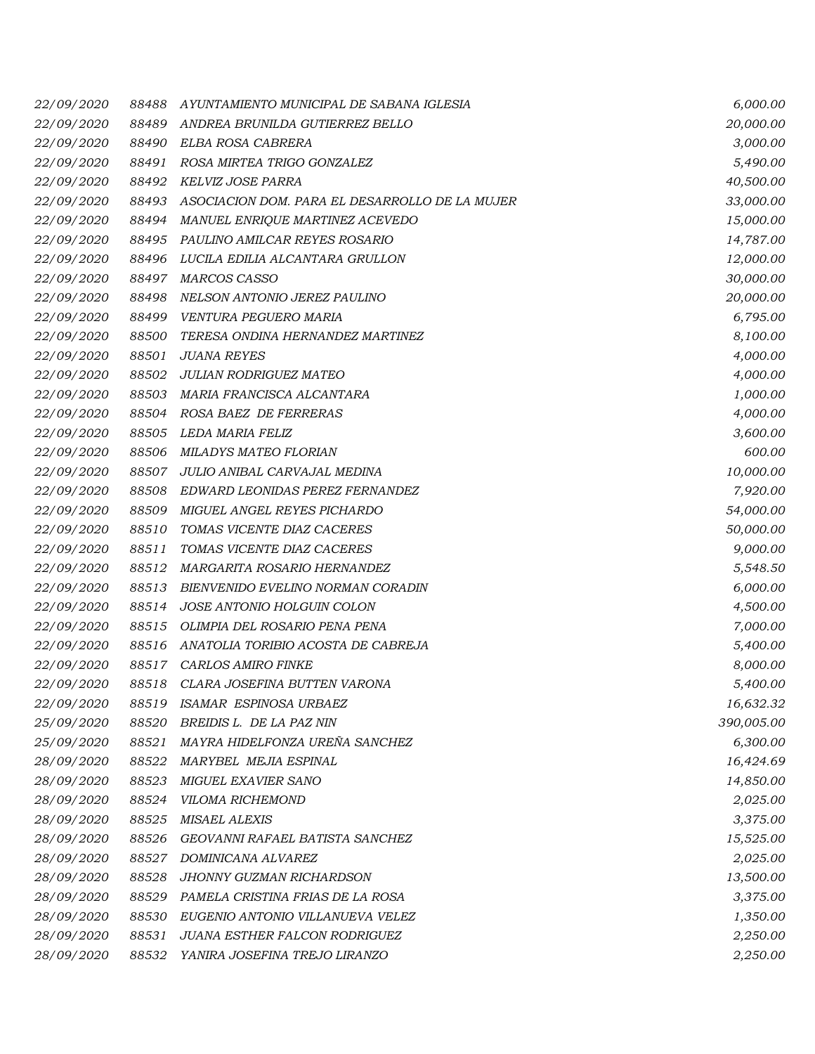| | | | |
|---|---|---|---|
| 22/09/2020 | 88488 | AYUNTAMIENTO MUNICIPAL DE SABANA IGLESIA | 6,000.00 |
| 22/09/2020 | 88489 | ANDREA BRUNILDA GUTIERREZ BELLO | 20,000.00 |
| 22/09/2020 | 88490 | ELBA ROSA CABRERA | 3,000.00 |
| 22/09/2020 | 88491 | ROSA MIRTEA TRIGO GONZALEZ | 5,490.00 |
| 22/09/2020 | 88492 | KELVIZ JOSE PARRA | 40,500.00 |
| 22/09/2020 | 88493 | ASOCIACION DOM. PARA EL DESARROLLO DE LA MUJER | 33,000.00 |
| 22/09/2020 | 88494 | MANUEL ENRIQUE MARTINEZ ACEVEDO | 15,000.00 |
| 22/09/2020 | 88495 | PAULINO AMILCAR REYES ROSARIO | 14,787.00 |
| 22/09/2020 | 88496 | LUCILA EDILIA ALCANTARA GRULLON | 12,000.00 |
| 22/09/2020 | 88497 | MARCOS CASSO | 30,000.00 |
| 22/09/2020 | 88498 | NELSON ANTONIO JEREZ PAULINO | 20,000.00 |
| 22/09/2020 | 88499 | VENTURA PEGUERO MARIA | 6,795.00 |
| 22/09/2020 | 88500 | TERESA ONDINA HERNANDEZ MARTINEZ | 8,100.00 |
| 22/09/2020 | 88501 | JUANA REYES | 4,000.00 |
| 22/09/2020 | 88502 | JULIAN RODRIGUEZ MATEO | 4,000.00 |
| 22/09/2020 | 88503 | MARIA FRANCISCA ALCANTARA | 1,000.00 |
| 22/09/2020 | 88504 | ROSA BAEZ DE FERRERAS | 4,000.00 |
| 22/09/2020 | 88505 | LEDA MARIA FELIZ | 3,600.00 |
| 22/09/2020 | 88506 | MILADYS MATEO FLORIAN | 600.00 |
| 22/09/2020 | 88507 | JULIO ANIBAL CARVAJAL MEDINA | 10,000.00 |
| 22/09/2020 | 88508 | EDWARD LEONIDAS PEREZ FERNANDEZ | 7,920.00 |
| 22/09/2020 | 88509 | MIGUEL ANGEL REYES PICHARDO | 54,000.00 |
| 22/09/2020 | 88510 | TOMAS VICENTE DIAZ CACERES | 50,000.00 |
| 22/09/2020 | 88511 | TOMAS VICENTE DIAZ CACERES | 9,000.00 |
| 22/09/2020 | 88512 | MARGARITA ROSARIO HERNANDEZ | 5,548.50 |
| 22/09/2020 | 88513 | BIENVENIDO EVELINO NORMAN CORADIN | 6,000.00 |
| 22/09/2020 | 88514 | JOSE ANTONIO HOLGUIN COLON | 4,500.00 |
| 22/09/2020 | 88515 | OLIMPIA DEL ROSARIO PENA PENA | 7,000.00 |
| 22/09/2020 | 88516 | ANATOLIA TORIBIO ACOSTA DE CABREJA | 5,400.00 |
| 22/09/2020 | 88517 | CARLOS AMIRO FINKE | 8,000.00 |
| 22/09/2020 | 88518 | CLARA JOSEFINA BUTTEN VARONA | 5,400.00 |
| 22/09/2020 | 88519 | ISAMAR ESPINOSA URBAEZ | 16,632.32 |
| 25/09/2020 | 88520 | BREIDIS L. DE LA PAZ NIN | 390,005.00 |
| 25/09/2020 | 88521 | MAYRA HIDELFONZA UREÑA SANCHEZ | 6,300.00 |
| 28/09/2020 | 88522 | MARYBEL MEJIA ESPINAL | 16,424.69 |
| 28/09/2020 | 88523 | MIGUEL EXAVIER SANO | 14,850.00 |
| 28/09/2020 | 88524 | VILOMA RICHEMOND | 2,025.00 |
| 28/09/2020 | 88525 | MISAEL ALEXIS | 3,375.00 |
| 28/09/2020 | 88526 | GEOVANNI RAFAEL BATISTA SANCHEZ | 15,525.00 |
| 28/09/2020 | 88527 | DOMINICANA ALVAREZ | 2,025.00 |
| 28/09/2020 | 88528 | JHONNY GUZMAN RICHARDSON | 13,500.00 |
| 28/09/2020 | 88529 | PAMELA CRISTINA FRIAS DE LA ROSA | 3,375.00 |
| 28/09/2020 | 88530 | EUGENIO ANTONIO VILLANUEVA VELEZ | 1,350.00 |
| 28/09/2020 | 88531 | JUANA ESTHER FALCON RODRIGUEZ | 2,250.00 |
| 28/09/2020 | 88532 | YANIRA JOSEFINA TREJO LIRANZO | 2,250.00 |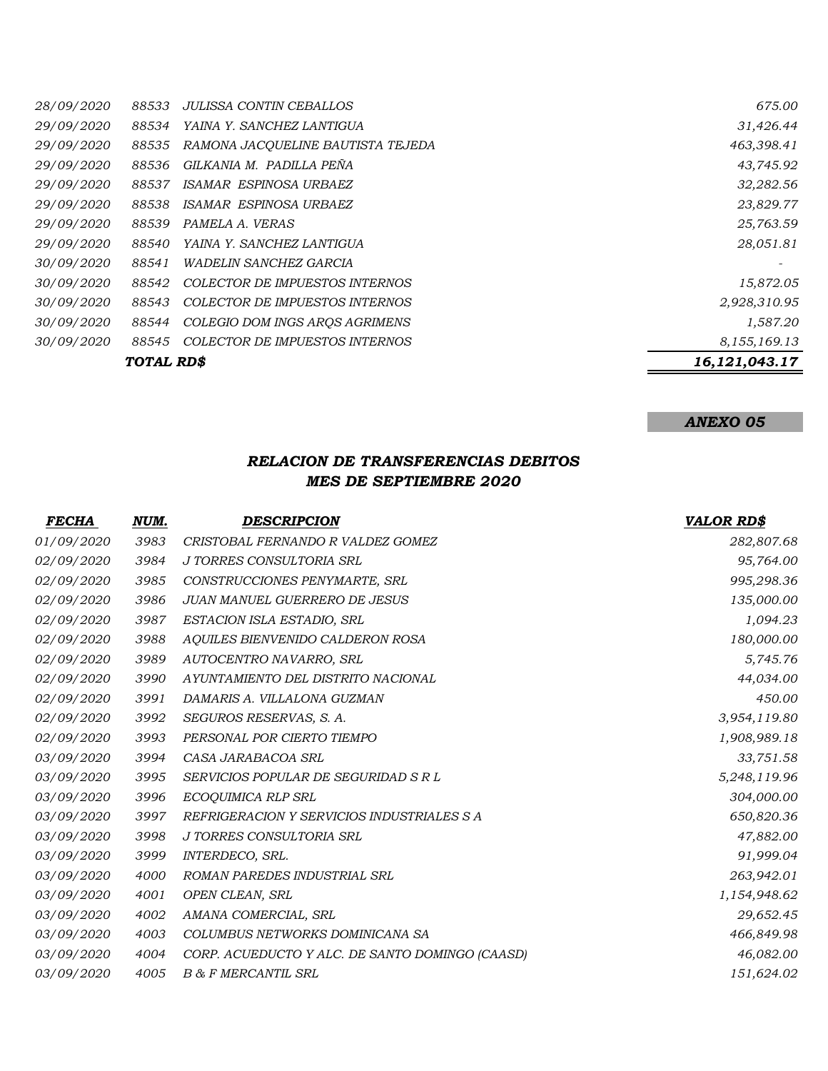| | | | |
|---|---|---|---|
| *28/09/2020* | *88533* | *JULISSA CONTIN CEBALLOS* | *675.00* |
| *29/09/2020* | *88534* | *YAINA Y. SANCHEZ LANTIGUA* | *31,426.44* |
| *29/09/2020* | *88535* | *RAMONA JACQUELINE BAUTISTA TEJEDA* | *463,398.41* |
| *29/09/2020* | *88536* | *GILKANIA M. PADILLA PEÑA* | *43,745.92* |
| *29/09/2020* | *88537* | *ISAMAR ESPINOSA URBAEZ* | *32,282.56* |
| *29/09/2020* | *88538* | *ISAMAR ESPINOSA URBAEZ* | *23,829.77* |
| *29/09/2020* | *88539* | *PAMELA A. VERAS* | *25,763.59* |
| *29/09/2020* | *88540* | *YAINA Y. SANCHEZ LANTIGUA* | *28,051.81* |
| *30/09/2020* | *88541* | *WADELIN SANCHEZ GARCIA* | *-* |
| *30/09/2020* | *88542* | *COLECTOR DE IMPUESTOS INTERNOS* | *15,872.05* |
| *30/09/2020* | *88543* | *COLECTOR DE IMPUESTOS INTERNOS* | *2,928,310.95* |
| *30/09/2020* | *88544* | *COLEGIO DOM INGS ARQS AGRIMENS* | *1,587.20* |
| *30/09/2020* | *88545* | *COLECTOR DE IMPUESTOS INTERNOS* | *8,155,169.13* |
| | ***TOTAL RD$*** | | ***16,121,043.17*** |

***ANEXO 05***

## *RELACION DE TRANSFERENCIAS DEBITOS*
## *MES DE SEPTIEMBRE 2020*

| ***FECHA*** | ***NUM.*** | ***DESCRIPCION*** | ***VALOR RD$*** |
|---|---|---|---|
| *01/09/2020* | *3983* | *CRISTOBAL FERNANDO R VALDEZ GOMEZ* | *282,807.68* |
| *02/09/2020* | *3984* | *J TORRES CONSULTORIA SRL* | *95,764.00* |
| *02/09/2020* | *3985* | *CONSTRUCCIONES PENYMARTE, SRL* | *995,298.36* |
| *02/09/2020* | *3986* | *JUAN MANUEL GUERRERO DE JESUS* | *135,000.00* |
| *02/09/2020* | *3987* | *ESTACION ISLA ESTADIO, SRL* | *1,094.23* |
| *02/09/2020* | *3988* | *AQUILES BIENVENIDO CALDERON ROSA* | *180,000.00* |
| *02/09/2020* | *3989* | *AUTOCENTRO NAVARRO, SRL* | *5,745.76* |
| *02/09/2020* | *3990* | *AYUNTAMIENTO DEL DISTRITO NACIONAL* | *44,034.00* |
| *02/09/2020* | *3991* | *DAMARIS A. VILLALONA GUZMAN* | *450.00* |
| *02/09/2020* | *3992* | *SEGUROS RESERVAS, S. A.* | *3,954,119.80* |
| *02/09/2020* | *3993* | *PERSONAL POR CIERTO TIEMPO* | *1,908,989.18* |
| *03/09/2020* | *3994* | *CASA JARABACOA SRL* | *33,751.58* |
| *03/09/2020* | *3995* | *SERVICIOS POPULAR DE SEGURIDAD S R L* | *5,248,119.96* |
| *03/09/2020* | *3996* | *ECOQUIMICA RLP SRL* | *304,000.00* |
| *03/09/2020* | *3997* | *REFRIGERACION Y SERVICIOS INDUSTRIALES S A* | *650,820.36* |
| *03/09/2020* | *3998* | *J TORRES CONSULTORIA SRL* | *47,882.00* |
| *03/09/2020* | *3999* | *INTERDECO, SRL.* | *91,999.04* |
| *03/09/2020* | *4000* | *ROMAN PAREDES INDUSTRIAL SRL* | *263,942.01* |
| *03/09/2020* | *4001* | *OPEN CLEAN, SRL* | *1,154,948.62* |
| *03/09/2020* | *4002* | *AMANA COMERCIAL, SRL* | *29,652.45* |
| *03/09/2020* | *4003* | *COLUMBUS NETWORKS DOMINICANA SA* | *466,849.98* |
| *03/09/2020* | *4004* | *CORP. ACUEDUCTO Y ALC. DE SANTO DOMINGO (CAASD)* | *46,082.00* |
| *03/09/2020* | *4005* | *B & F MERCANTIL SRL* | *151,624.02* |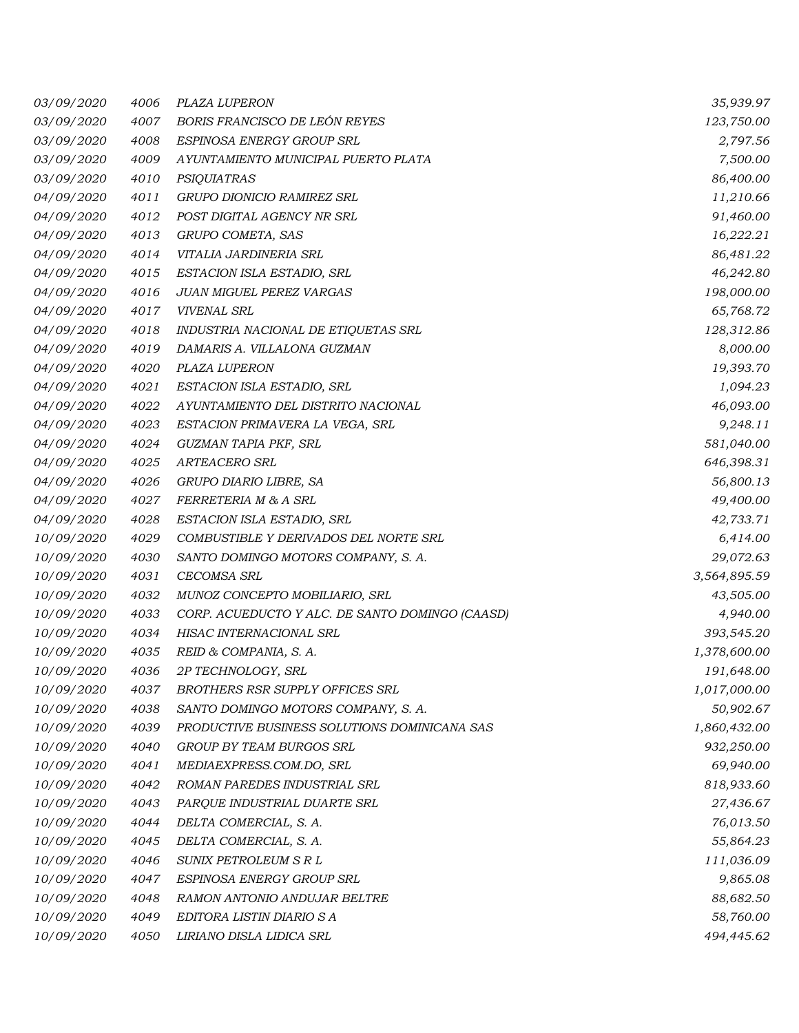| | | | |
|---|---|---|---|
| 03/09/2020 | 4006 | PLAZA LUPERON | 35,939.97 |
| 03/09/2020 | 4007 | BORIS FRANCISCO DE LEÓN REYES | 123,750.00 |
| 03/09/2020 | 4008 | ESPINOSA ENERGY GROUP SRL | 2,797.56 |
| 03/09/2020 | 4009 | AYUNTAMIENTO MUNICIPAL PUERTO PLATA | 7,500.00 |
| 03/09/2020 | 4010 | PSIQUIATRAS | 86,400.00 |
| 04/09/2020 | 4011 | GRUPO DIONICIO RAMIREZ SRL | 11,210.66 |
| 04/09/2020 | 4012 | POST DIGITAL AGENCY NR SRL | 91,460.00 |
| 04/09/2020 | 4013 | GRUPO COMETA, SAS | 16,222.21 |
| 04/09/2020 | 4014 | VITALIA JARDINERIA SRL | 86,481.22 |
| 04/09/2020 | 4015 | ESTACION ISLA ESTADIO, SRL | 46,242.80 |
| 04/09/2020 | 4016 | JUAN MIGUEL PEREZ VARGAS | 198,000.00 |
| 04/09/2020 | 4017 | VIVENAL SRL | 65,768.72 |
| 04/09/2020 | 4018 | INDUSTRIA NACIONAL DE ETIQUETAS SRL | 128,312.86 |
| 04/09/2020 | 4019 | DAMARIS A. VILLALONA GUZMAN | 8,000.00 |
| 04/09/2020 | 4020 | PLAZA LUPERON | 19,393.70 |
| 04/09/2020 | 4021 | ESTACION ISLA ESTADIO, SRL | 1,094.23 |
| 04/09/2020 | 4022 | AYUNTAMIENTO DEL DISTRITO NACIONAL | 46,093.00 |
| 04/09/2020 | 4023 | ESTACION PRIMAVERA LA VEGA, SRL | 9,248.11 |
| 04/09/2020 | 4024 | GUZMAN TAPIA PKF, SRL | 581,040.00 |
| 04/09/2020 | 4025 | ARTEACERO SRL | 646,398.31 |
| 04/09/2020 | 4026 | GRUPO DIARIO LIBRE, SA | 56,800.13 |
| 04/09/2020 | 4027 | FERRETERIA M & A SRL | 49,400.00 |
| 04/09/2020 | 4028 | ESTACION ISLA ESTADIO, SRL | 42,733.71 |
| 10/09/2020 | 4029 | COMBUSTIBLE Y DERIVADOS DEL NORTE SRL | 6,414.00 |
| 10/09/2020 | 4030 | SANTO DOMINGO MOTORS COMPANY, S. A. | 29,072.63 |
| 10/09/2020 | 4031 | CECOMSA SRL | 3,564,895.59 |
| 10/09/2020 | 4032 | MUNOZ CONCEPTO MOBILIARIO, SRL | 43,505.00 |
| 10/09/2020 | 4033 | CORP. ACUEDUCTO Y ALC. DE SANTO DOMINGO (CAASD) | 4,940.00 |
| 10/09/2020 | 4034 | HISAC INTERNACIONAL SRL | 393,545.20 |
| 10/09/2020 | 4035 | REID & COMPANIA, S. A. | 1,378,600.00 |
| 10/09/2020 | 4036 | 2P TECHNOLOGY, SRL | 191,648.00 |
| 10/09/2020 | 4037 | BROTHERS RSR SUPPLY OFFICES SRL | 1,017,000.00 |
| 10/09/2020 | 4038 | SANTO DOMINGO MOTORS COMPANY, S. A. | 50,902.67 |
| 10/09/2020 | 4039 | PRODUCTIVE BUSINESS SOLUTIONS DOMINICANA SAS | 1,860,432.00 |
| 10/09/2020 | 4040 | GROUP BY TEAM BURGOS SRL | 932,250.00 |
| 10/09/2020 | 4041 | MEDIAEXPRESS.COM.DO, SRL | 69,940.00 |
| 10/09/2020 | 4042 | ROMAN PAREDES INDUSTRIAL SRL | 818,933.60 |
| 10/09/2020 | 4043 | PARQUE INDUSTRIAL DUARTE SRL | 27,436.67 |
| 10/09/2020 | 4044 | DELTA COMERCIAL, S. A. | 76,013.50 |
| 10/09/2020 | 4045 | DELTA COMERCIAL, S. A. | 55,864.23 |
| 10/09/2020 | 4046 | SUNIX PETROLEUM S R L | 111,036.09 |
| 10/09/2020 | 4047 | ESPINOSA ENERGY GROUP SRL | 9,865.08 |
| 10/09/2020 | 4048 | RAMON ANTONIO ANDUJAR BELTRE | 88,682.50 |
| 10/09/2020 | 4049 | EDITORA LISTIN DIARIO S A | 58,760.00 |
| 10/09/2020 | 4050 | LIRIANO DISLA LIDICA SRL | 494,445.62 |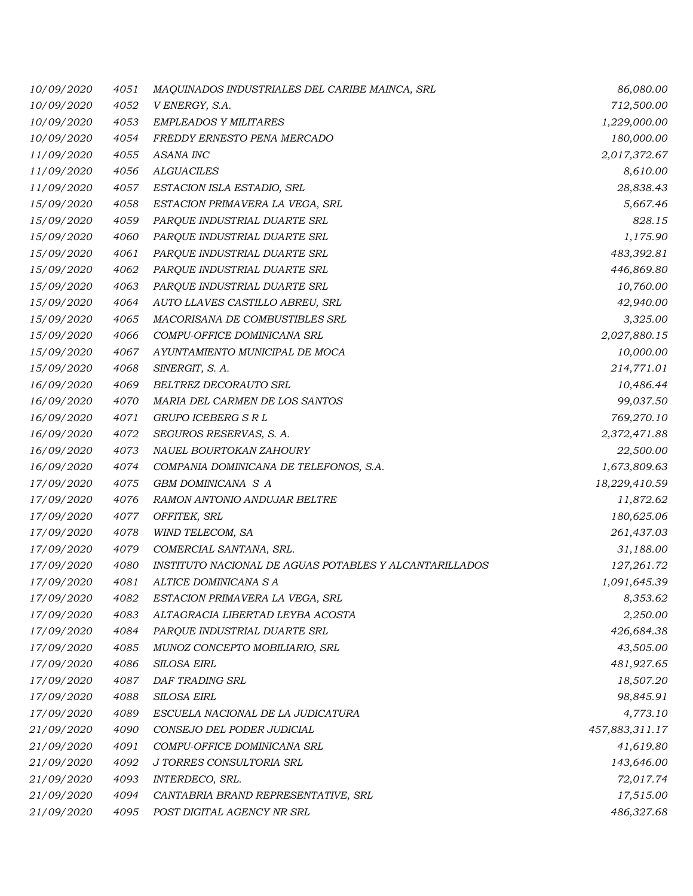| | | | |
|---|---|---|---|
| 10/09/2020 | 4051 | MAQUINADOS INDUSTRIALES DEL CARIBE MAINCA, SRL | 86,080.00 |
| 10/09/2020 | 4052 | V ENERGY, S.A. | 712,500.00 |
| 10/09/2020 | 4053 | EMPLEADOS Y MILITARES | 1,229,000.00 |
| 10/09/2020 | 4054 | FREDDY ERNESTO PENA MERCADO | 180,000.00 |
| 11/09/2020 | 4055 | ASANA INC | 2,017,372.67 |
| 11/09/2020 | 4056 | ALGUACILES | 8,610.00 |
| 11/09/2020 | 4057 | ESTACION ISLA ESTADIO, SRL | 28,838.43 |
| 15/09/2020 | 4058 | ESTACION PRIMAVERA LA VEGA, SRL | 5,667.46 |
| 15/09/2020 | 4059 | PARQUE INDUSTRIAL DUARTE SRL | 828.15 |
| 15/09/2020 | 4060 | PARQUE INDUSTRIAL DUARTE SRL | 1,175.90 |
| 15/09/2020 | 4061 | PARQUE INDUSTRIAL DUARTE SRL | 483,392.81 |
| 15/09/2020 | 4062 | PARQUE INDUSTRIAL DUARTE SRL | 446,869.80 |
| 15/09/2020 | 4063 | PARQUE INDUSTRIAL DUARTE SRL | 10,760.00 |
| 15/09/2020 | 4064 | AUTO LLAVES CASTILLO ABREU, SRL | 42,940.00 |
| 15/09/2020 | 4065 | MACORISANA DE COMBUSTIBLES SRL | 3,325.00 |
| 15/09/2020 | 4066 | COMPU-OFFICE DOMINICANA SRL | 2,027,880.15 |
| 15/09/2020 | 4067 | AYUNTAMIENTO MUNICIPAL DE MOCA | 10,000.00 |
| 15/09/2020 | 4068 | SINERGIT, S. A. | 214,771.01 |
| 16/09/2020 | 4069 | BELTREZ DECORAUTO SRL | 10,486.44 |
| 16/09/2020 | 4070 | MARIA DEL CARMEN DE LOS SANTOS | 99,037.50 |
| 16/09/2020 | 4071 | GRUPO ICEBERG S R L | 769,270.10 |
| 16/09/2020 | 4072 | SEGUROS RESERVAS, S. A. | 2,372,471.88 |
| 16/09/2020 | 4073 | NAUEL BOURTOKAN ZAHOURY | 22,500.00 |
| 16/09/2020 | 4074 | COMPANIA DOMINICANA DE TELEFONOS, S.A. | 1,673,809.63 |
| 17/09/2020 | 4075 | GBM DOMINICANA S A | 18,229,410.59 |
| 17/09/2020 | 4076 | RAMON ANTONIO ANDUJAR BELTRE | 11,872.62 |
| 17/09/2020 | 4077 | OFFITEK, SRL | 180,625.06 |
| 17/09/2020 | 4078 | WIND TELECOM, SA | 261,437.03 |
| 17/09/2020 | 4079 | COMERCIAL SANTANA, SRL. | 31,188.00 |
| 17/09/2020 | 4080 | INSTITUTO NACIONAL DE AGUAS POTABLES Y ALCANTARILLADOS | 127,261.72 |
| 17/09/2020 | 4081 | ALTICE DOMINICANA S A | 1,091,645.39 |
| 17/09/2020 | 4082 | ESTACION PRIMAVERA LA VEGA, SRL | 8,353.62 |
| 17/09/2020 | 4083 | ALTAGRACIA LIBERTAD LEYBA ACOSTA | 2,250.00 |
| 17/09/2020 | 4084 | PARQUE INDUSTRIAL DUARTE SRL | 426,684.38 |
| 17/09/2020 | 4085 | MUNOZ CONCEPTO MOBILIARIO, SRL | 43,505.00 |
| 17/09/2020 | 4086 | SILOSA EIRL | 481,927.65 |
| 17/09/2020 | 4087 | DAF TRADING SRL | 18,507.20 |
| 17/09/2020 | 4088 | SILOSA EIRL | 98,845.91 |
| 17/09/2020 | 4089 | ESCUELA NACIONAL DE LA JUDICATURA | 4,773.10 |
| 21/09/2020 | 4090 | CONSEJO DEL PODER JUDICIAL | 457,883,311.17 |
| 21/09/2020 | 4091 | COMPU-OFFICE DOMINICANA SRL | 41,619.80 |
| 21/09/2020 | 4092 | J TORRES CONSULTORIA SRL | 143,646.00 |
| 21/09/2020 | 4093 | INTERDECO, SRL. | 72,017.74 |
| 21/09/2020 | 4094 | CANTABRIA BRAND REPRESENTATIVE, SRL | 17,515.00 |
| 21/09/2020 | 4095 | POST DIGITAL AGENCY NR SRL | 486,327.68 |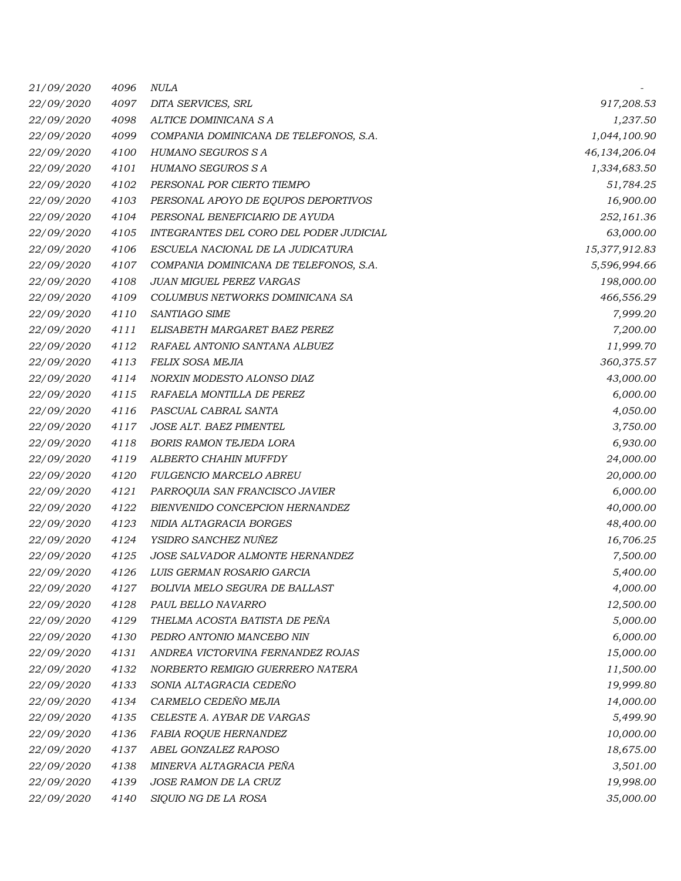| | | | |
|---|---|---|---|
| 21/09/2020 | 4096 | NULA | - |
| 22/09/2020 | 4097 | DITA SERVICES, SRL | 917,208.53 |
| 22/09/2020 | 4098 | ALTICE DOMINICANA S A | 1,237.50 |
| 22/09/2020 | 4099 | COMPANIA DOMINICANA DE TELEFONOS, S.A. | 1,044,100.90 |
| 22/09/2020 | 4100 | HUMANO SEGUROS S A | 46,134,206.04 |
| 22/09/2020 | 4101 | HUMANO SEGUROS S A | 1,334,683.50 |
| 22/09/2020 | 4102 | PERSONAL POR CIERTO TIEMPO | 51,784.25 |
| 22/09/2020 | 4103 | PERSONAL APOYO DE EQUPOS DEPORTIVOS | 16,900.00 |
| 22/09/2020 | 4104 | PERSONAL BENEFICIARIO DE AYUDA | 252,161.36 |
| 22/09/2020 | 4105 | INTEGRANTES DEL CORO DEL PODER JUDICIAL | 63,000.00 |
| 22/09/2020 | 4106 | ESCUELA NACIONAL DE LA JUDICATURA | 15,377,912.83 |
| 22/09/2020 | 4107 | COMPANIA DOMINICANA DE TELEFONOS, S.A. | 5,596,994.66 |
| 22/09/2020 | 4108 | JUAN MIGUEL PEREZ VARGAS | 198,000.00 |
| 22/09/2020 | 4109 | COLUMBUS NETWORKS DOMINICANA SA | 466,556.29 |
| 22/09/2020 | 4110 | SANTIAGO SIME | 7,999.20 |
| 22/09/2020 | 4111 | ELISABETH MARGARET BAEZ PEREZ | 7,200.00 |
| 22/09/2020 | 4112 | RAFAEL ANTONIO SANTANA ALBUEZ | 11,999.70 |
| 22/09/2020 | 4113 | FELIX SOSA MEJIA | 360,375.57 |
| 22/09/2020 | 4114 | NORXIN MODESTO ALONSO DIAZ | 43,000.00 |
| 22/09/2020 | 4115 | RAFAELA MONTILLA DE PEREZ | 6,000.00 |
| 22/09/2020 | 4116 | PASCUAL CABRAL SANTA | 4,050.00 |
| 22/09/2020 | 4117 | JOSE ALT. BAEZ PIMENTEL | 3,750.00 |
| 22/09/2020 | 4118 | BORIS RAMON TEJEDA LORA | 6,930.00 |
| 22/09/2020 | 4119 | ALBERTO CHAHIN MUFFDY | 24,000.00 |
| 22/09/2020 | 4120 | FULGENCIO MARCELO ABREU | 20,000.00 |
| 22/09/2020 | 4121 | PARROQUIA SAN FRANCISCO JAVIER | 6,000.00 |
| 22/09/2020 | 4122 | BIENVENIDO CONCEPCION HERNANDEZ | 40,000.00 |
| 22/09/2020 | 4123 | NIDIA ALTAGRACIA BORGES | 48,400.00 |
| 22/09/2020 | 4124 | YSIDRO SANCHEZ NUÑEZ | 16,706.25 |
| 22/09/2020 | 4125 | JOSE SALVADOR ALMONTE HERNANDEZ | 7,500.00 |
| 22/09/2020 | 4126 | LUIS GERMAN ROSARIO GARCIA | 5,400.00 |
| 22/09/2020 | 4127 | BOLIVIA MELO SEGURA DE BALLAST | 4,000.00 |
| 22/09/2020 | 4128 | PAUL BELLO NAVARRO | 12,500.00 |
| 22/09/2020 | 4129 | THELMA ACOSTA BATISTA DE PEÑA | 5,000.00 |
| 22/09/2020 | 4130 | PEDRO ANTONIO MANCEBO NIN | 6,000.00 |
| 22/09/2020 | 4131 | ANDREA VICTORVINA FERNANDEZ ROJAS | 15,000.00 |
| 22/09/2020 | 4132 | NORBERTO REMIGIO GUERRERO NATERA | 11,500.00 |
| 22/09/2020 | 4133 | SONIA ALTAGRACIA CEDEÑO | 19,999.80 |
| 22/09/2020 | 4134 | CARMELO CEDEÑO MEJIA | 14,000.00 |
| 22/09/2020 | 4135 | CELESTE A. AYBAR DE VARGAS | 5,499.90 |
| 22/09/2020 | 4136 | FABIA ROQUE HERNANDEZ | 10,000.00 |
| 22/09/2020 | 4137 | ABEL GONZALEZ RAPOSO | 18,675.00 |
| 22/09/2020 | 4138 | MINERVA ALTAGRACIA PEÑA | 3,501.00 |
| 22/09/2020 | 4139 | JOSE RAMON DE LA CRUZ | 19,998.00 |
| 22/09/2020 | 4140 | SIQUIO NG DE LA ROSA | 35,000.00 |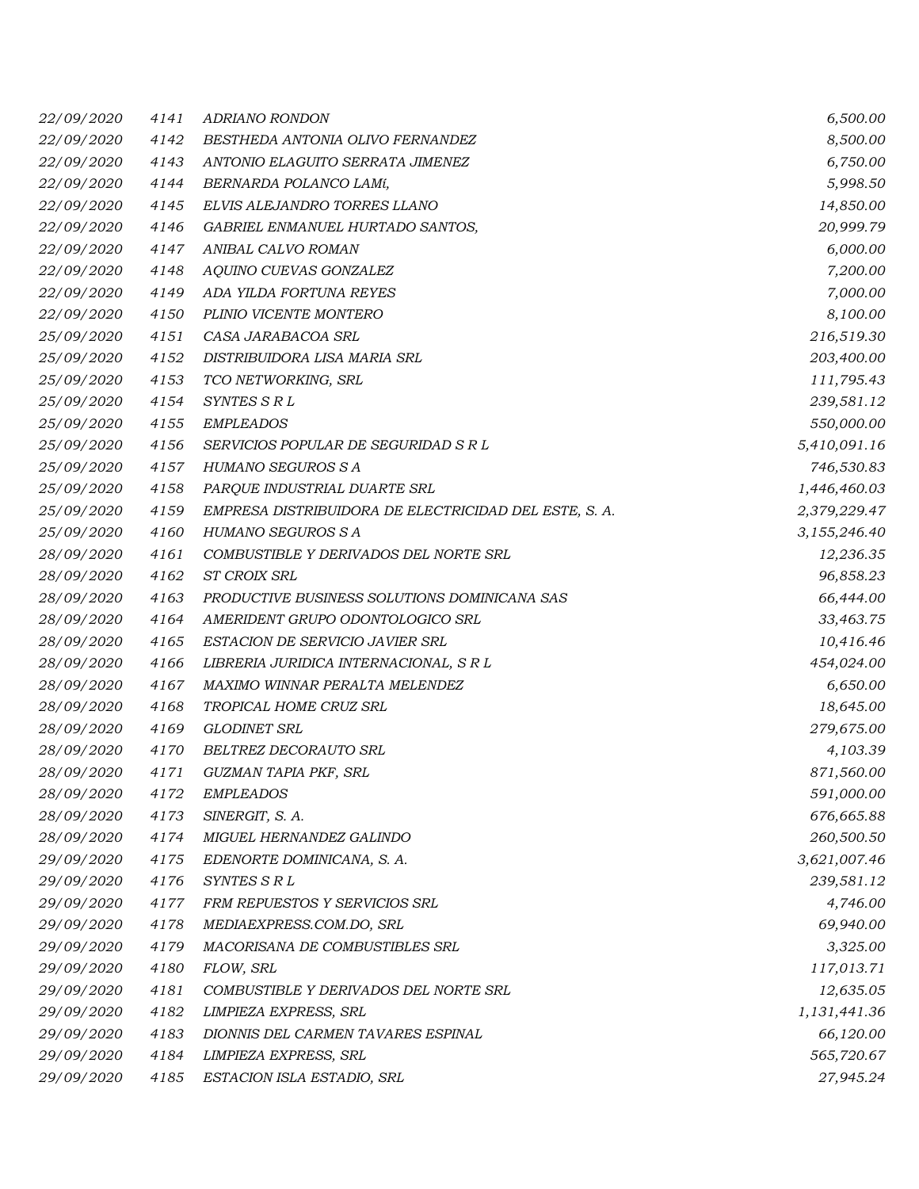| | | | |
|---|---|---|---|
| 22/09/2020 | 4141 | ADRIANO RONDON | 6,500.00 |
| 22/09/2020 | 4142 | BESTHEDA ANTONIA OLIVO FERNANDEZ | 8,500.00 |
| 22/09/2020 | 4143 | ANTONIO ELAGUITO SERRATA JIMENEZ | 6,750.00 |
| 22/09/2020 | 4144 | BERNARDA POLANCO LAMí, | 5,998.50 |
| 22/09/2020 | 4145 | ELVIS ALEJANDRO TORRES LLANO | 14,850.00 |
| 22/09/2020 | 4146 | GABRIEL ENMANUEL HURTADO SANTOS, | 20,999.79 |
| 22/09/2020 | 4147 | ANIBAL CALVO ROMAN | 6,000.00 |
| 22/09/2020 | 4148 | AQUINO CUEVAS GONZALEZ | 7,200.00 |
| 22/09/2020 | 4149 | ADA YILDA FORTUNA REYES | 7,000.00 |
| 22/09/2020 | 4150 | PLINIO VICENTE MONTERO | 8,100.00 |
| 25/09/2020 | 4151 | CASA JARABACOA SRL | 216,519.30 |
| 25/09/2020 | 4152 | DISTRIBUIDORA LISA MARIA SRL | 203,400.00 |
| 25/09/2020 | 4153 | TCO NETWORKING, SRL | 111,795.43 |
| 25/09/2020 | 4154 | SYNTES S R L | 239,581.12 |
| 25/09/2020 | 4155 | EMPLEADOS | 550,000.00 |
| 25/09/2020 | 4156 | SERVICIOS POPULAR DE SEGURIDAD S R L | 5,410,091.16 |
| 25/09/2020 | 4157 | HUMANO SEGUROS S A | 746,530.83 |
| 25/09/2020 | 4158 | PARQUE INDUSTRIAL DUARTE SRL | 1,446,460.03 |
| 25/09/2020 | 4159 | EMPRESA DISTRIBUIDORA DE ELECTRICIDAD DEL ESTE, S. A. | 2,379,229.47 |
| 25/09/2020 | 4160 | HUMANO SEGUROS S A | 3,155,246.40 |
| 28/09/2020 | 4161 | COMBUSTIBLE Y DERIVADOS DEL NORTE SRL | 12,236.35 |
| 28/09/2020 | 4162 | ST CROIX SRL | 96,858.23 |
| 28/09/2020 | 4163 | PRODUCTIVE BUSINESS SOLUTIONS DOMINICANA SAS | 66,444.00 |
| 28/09/2020 | 4164 | AMERIDENT GRUPO ODONTOLOGICO SRL | 33,463.75 |
| 28/09/2020 | 4165 | ESTACION DE SERVICIO JAVIER SRL | 10,416.46 |
| 28/09/2020 | 4166 | LIBRERIA JURIDICA INTERNACIONAL, S R L | 454,024.00 |
| 28/09/2020 | 4167 | MAXIMO WINNAR PERALTA MELENDEZ | 6,650.00 |
| 28/09/2020 | 4168 | TROPICAL HOME CRUZ SRL | 18,645.00 |
| 28/09/2020 | 4169 | GLODINET SRL | 279,675.00 |
| 28/09/2020 | 4170 | BELTREZ DECORAUTO SRL | 4,103.39 |
| 28/09/2020 | 4171 | GUZMAN TAPIA PKF, SRL | 871,560.00 |
| 28/09/2020 | 4172 | EMPLEADOS | 591,000.00 |
| 28/09/2020 | 4173 | SINERGIT, S. A. | 676,665.88 |
| 28/09/2020 | 4174 | MIGUEL HERNANDEZ GALINDO | 260,500.50 |
| 29/09/2020 | 4175 | EDENORTE DOMINICANA, S. A. | 3,621,007.46 |
| 29/09/2020 | 4176 | SYNTES S R L | 239,581.12 |
| 29/09/2020 | 4177 | FRM REPUESTOS Y SERVICIOS SRL | 4,746.00 |
| 29/09/2020 | 4178 | MEDIAEXPRESS.COM.DO, SRL | 69,940.00 |
| 29/09/2020 | 4179 | MACORISANA DE COMBUSTIBLES SRL | 3,325.00 |
| 29/09/2020 | 4180 | FLOW, SRL | 117,013.71 |
| 29/09/2020 | 4181 | COMBUSTIBLE Y DERIVADOS DEL NORTE SRL | 12,635.05 |
| 29/09/2020 | 4182 | LIMPIEZA EXPRESS, SRL | 1,131,441.36 |
| 29/09/2020 | 4183 | DIONNIS DEL CARMEN TAVARES ESPINAL | 66,120.00 |
| 29/09/2020 | 4184 | LIMPIEZA EXPRESS, SRL | 565,720.67 |
| 29/09/2020 | 4185 | ESTACION ISLA ESTADIO, SRL | 27,945.24 |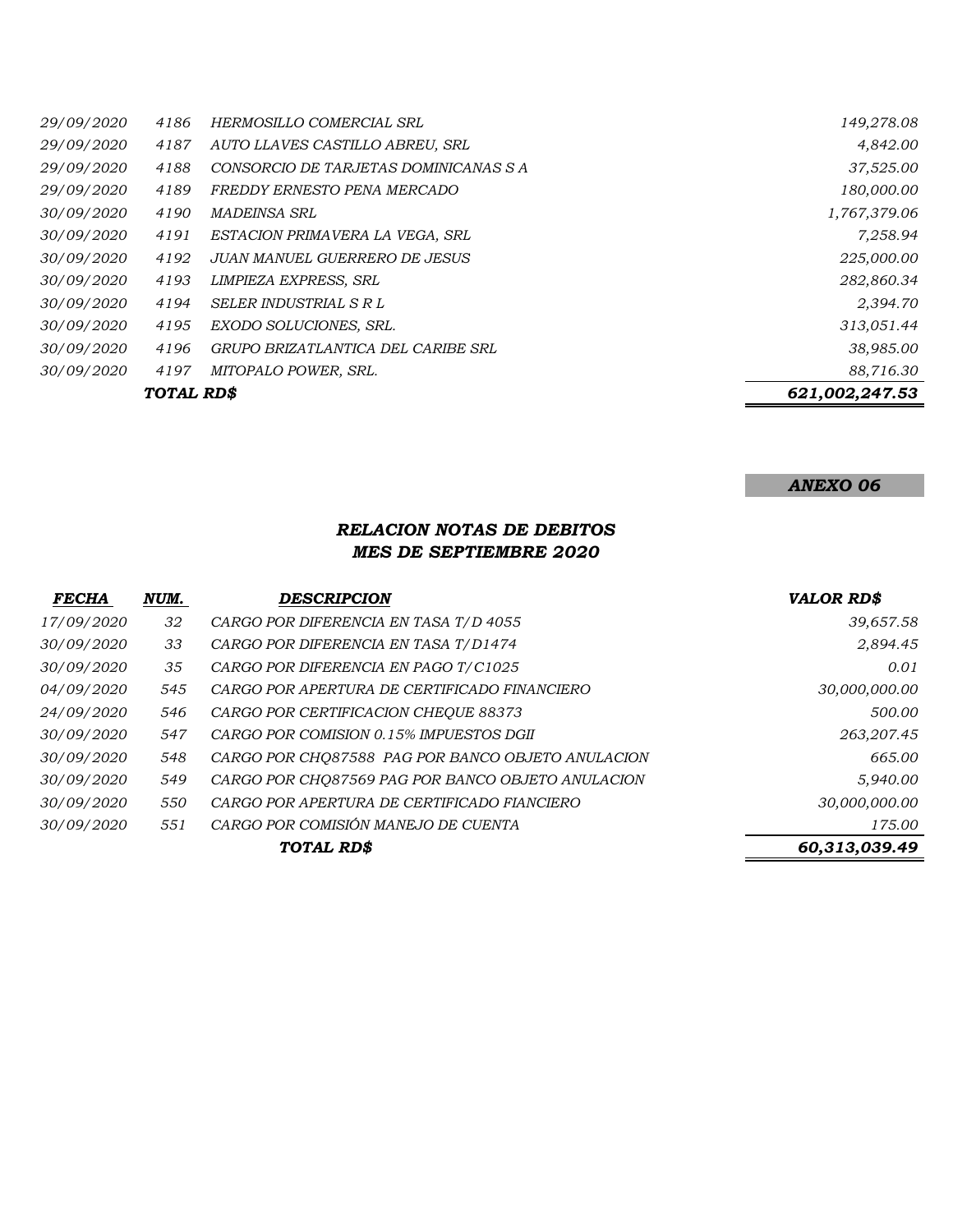| | | | |
|---|---|---|---|
| 29/09/2020 | 4186 | HERMOSILLO COMERCIAL SRL | 149,278.08 |
| 29/09/2020 | 4187 | AUTO LLAVES CASTILLO ABREU, SRL | 4,842.00 |
| 29/09/2020 | 4188 | CONSORCIO DE TARJETAS DOMINICANAS S A | 37,525.00 |
| 29/09/2020 | 4189 | FREDDY ERNESTO PENA MERCADO | 180,000.00 |
| 30/09/2020 | 4190 | MADEINSA SRL | 1,767,379.06 |
| 30/09/2020 | 4191 | ESTACION PRIMAVERA LA VEGA, SRL | 7,258.94 |
| 30/09/2020 | 4192 | JUAN MANUEL GUERRERO DE JESUS | 225,000.00 |
| 30/09/2020 | 4193 | LIMPIEZA EXPRESS, SRL | 282,860.34 |
| 30/09/2020 | 4194 | SELER INDUSTRIAL S R L | 2,394.70 |
| 30/09/2020 | 4195 | EXODO SOLUCIONES, SRL. | 313,051.44 |
| 30/09/2020 | 4196 | GRUPO BRIZATLANTICA DEL CARIBE SRL | 38,985.00 |
| 30/09/2020 | 4197 | MITOPALO POWER, SRL. | 88,716.30 |
| | ***TOTAL RD$*** | | ***621,002,247.53*** |

***ANEXO 06***

## *RELACION NOTAS DE DEBITOS*
## *MES DE SEPTIEMBRE 2020*

| *FECHA* | *NUM.* | *DESCRIPCION* | *VALOR RD$* |
|---|---|---|---|
| 17/09/2020 | 32 | CARGO POR DIFERENCIA EN TASA T/D 4055 | 39,657.58 |
| 30/09/2020 | 33 | CARGO POR DIFERENCIA EN TASA T/D1474 | 2,894.45 |
| 30/09/2020 | 35 | CARGO POR DIFERENCIA EN PAGO T/C1025 | 0.01 |
| 04/09/2020 | 545 | CARGO POR APERTURA DE CERTIFICADO FINANCIERO | 30,000,000.00 |
| 24/09/2020 | 546 | CARGO POR CERTIFICACION CHEQUE 88373 | 500.00 |
| 30/09/2020 | 547 | CARGO POR COMISION 0.15% IMPUESTOS DGII | 263,207.45 |
| 30/09/2020 | 548 | CARGO POR CHQ87588 PAG POR BANCO OBJETO ANULACION | 665.00 |
| 30/09/2020 | 549 | CARGO POR CHQ87569 PAG POR BANCO OBJETO ANULACION | 5,940.00 |
| 30/09/2020 | 550 | CARGO POR APERTURA DE CERTIFICADO FIANCIERO | 30,000,000.00 |
| 30/09/2020 | 551 | CARGO POR COMISIÓN MANEJO DE CUENTA | 175.00 |
| | | ***TOTAL RD$*** | ***60,313,039.49*** |